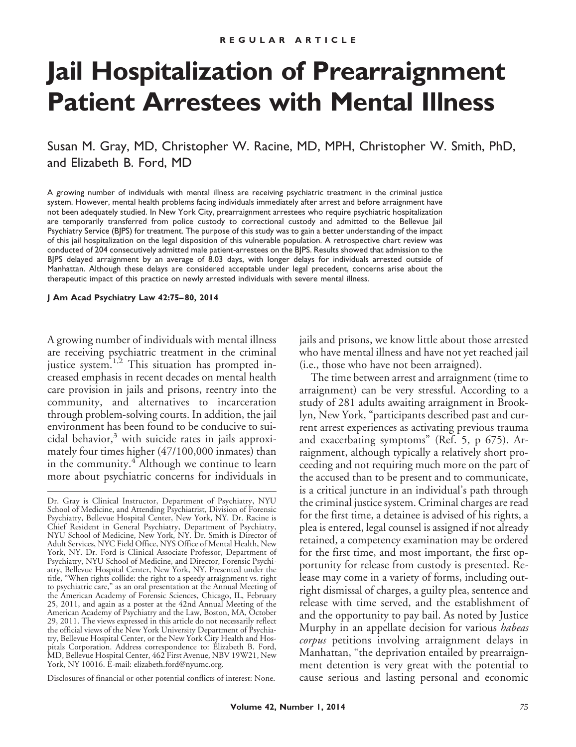REGULAR ARTICLE

# Jail Hospitalization of Prearraignment Patient Arrestees with Mental Illness

Susan M. Gray, MD, Christopher W. Racine, MD, MPH, Christopher W. Smith, PhD, and Elizabeth B. Ford, MD

A growing number of individuals with mental illness are receiving psychiatric treatment in the criminal justice system. However, mental health problems facing individuals immediately after arrest and before arraignment have not been adequately studied. In New York City, prearraignment arrestees who require psychiatric hospitalization are temporarily transferred from police custody to correctional custody and admitted to the Bellevue Jail Psychiatry Service (BJPS) for treatment. The purpose of this study was to gain a better understanding of the impact of this jail hospitalization on the legal disposition of this vulnerable population. A retrospective chart review was conducted of 204 consecutively admitted male patient-arrestees on the BJPS. Results showed that admission to the BJPS delayed arraignment by an average of 8.03 days, with longer delays for individuals arrested outside of Manhattan. Although these delays are considered acceptable under legal precedent, concerns arise about the therapeutic impact of this practice on newly arrested individuals with severe mental illness.

**J Am Acad Psychiatry Law 42:75–80, 2014**

A growing number of individuals with mental illness are receiving psychiatric treatment in the criminal justice system.[1,2] This situation has prompted increased emphasis in recent decades on mental health care provision in jails and prisons, reentry into the community, and alternatives to incarceration through problem-solving courts. In addition, the jail environment has been found to be conducive to suicidal behavior,[3] with suicide rates in jails approximately four times higher (47/100,000 inmates) than in the community.[4] Although we continue to learn more about psychiatric concerns for individuals in jails and prisons, we know little about those arrested who have mental illness and have not yet reached jail (i.e., those who have not been arraigned).

The time between arrest and arraignment (time to arraignment) can be very stressful. According to a study of 281 adults awaiting arraignment in Brooklyn, New York, "participants described past and current arrest experiences as activating previous trauma and exacerbating symptoms" (Ref. 5, p 675). Arraignment, although typically a relatively short proceeding and not requiring much more on the part of the accused than to be present and to communicate, is a critical juncture in an individual's path through the criminal justice system. Criminal charges are read for the first time, a detainee is advised of his rights, a plea is entered, legal counsel is assigned if not already retained, a competency examination may be ordered for the first time, and most important, the first opportunity for release from custody is presented. Release may come in a variety of forms, including outright dismissal of charges, a guilty plea, sentence and release with time served, and the establishment of and the opportunity to pay bail. As noted by Justice Murphy in an appellate decision for various *habeas corpus* petitions involving arraignment delays in Manhattan, "the deprivation entailed by prearraignment detention is very great with the potential to cause serious and lasting personal and economic

---

Dr. Gray is Clinical Instructor, Department of Psychiatry, NYU School of Medicine, and Attending Psychiatrist, Division of Forensic Psychiatry, Bellevue Hospital Center, New York, NY. Dr. Racine is Chief Resident in General Psychiatry, Department of Psychiatry, NYU School of Medicine, New York, NY. Dr. Smith is Director of Adult Services, NYC Field Office, NYS Office of Mental Health, New York, NY. Dr. Ford is Clinical Associate Professor, Department of Psychiatry, NYU School of Medicine, and Director, Forensic Psychiatry, Bellevue Hospital Center, New York, NY. Presented under the title, "When rights collide: the right to a speedy arraignment vs. right to psychiatric care," as an oral presentation at the Annual Meeting of the American Academy of Forensic Sciences, Chicago, IL, February 25, 2011, and again as a poster at the 42nd Annual Meeting of the American Academy of Psychiatry and the Law, Boston, MA, October 29, 2011. The views expressed in this article do not necessarily reflect the official views of the New York University Department of Psychiatry, Bellevue Hospital Center, or the New York City Health and Hospitals Corporation. Address correspondence to: Elizabeth B. Ford, MD, Bellevue Hospital Center, 462 First Avenue, NBV 19W21, New York, NY 10016. E-mail: elizabeth.ford@nyumc.org.

Disclosures of financial or other potential conflicts of interest: None.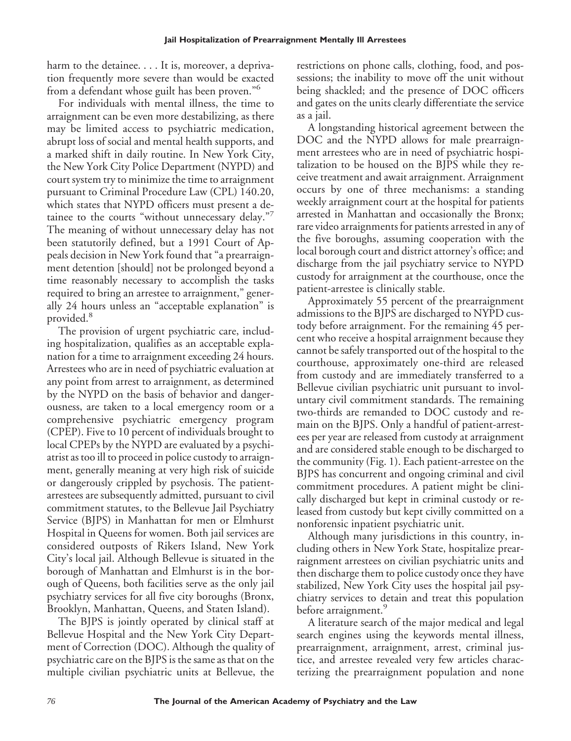harm to the detainee. . . . It is, moreover, a deprivation frequently more severe than would be exacted from a defendant whose guilt has been proven."[6]

For individuals with mental illness, the time to arraignment can be even more destabilizing, as there may be limited access to psychiatric medication, abrupt loss of social and mental health supports, and a marked shift in daily routine. In New York City, the New York City Police Department (NYPD) and court system try to minimize the time to arraignment pursuant to Criminal Procedure Law (CPL) 140.20, which states that NYPD officers must present a detainee to the courts "without unnecessary delay."[7] The meaning of without unnecessary delay has not been statutorily defined, but a 1991 Court of Appeals decision in New York found that "a prearraignment detention [should] not be prolonged beyond a time reasonably necessary to accomplish the tasks required to bring an arrestee to arraignment," generally 24 hours unless an "acceptable explanation" is provided.[8]

The provision of urgent psychiatric care, including hospitalization, qualifies as an acceptable explanation for a time to arraignment exceeding 24 hours. Arrestees who are in need of psychiatric evaluation at any point from arrest to arraignment, as determined by the NYPD on the basis of behavior and dangerousness, are taken to a local emergency room or a comprehensive psychiatric emergency program (CPEP). Five to 10 percent of individuals brought to local CPEPs by the NYPD are evaluated by a psychiatrist as too ill to proceed in police custody to arraignment, generally meaning at very high risk of suicide or dangerously crippled by psychosis. The patient-arrestees are subsequently admitted, pursuant to civil commitment statutes, to the Bellevue Jail Psychiatry Service (BJPS) in Manhattan for men or Elmhurst Hospital in Queens for women. Both jail services are considered outposts of Rikers Island, New York City's local jail. Although Bellevue is situated in the borough of Manhattan and Elmhurst is in the borough of Queens, both facilities serve as the only jail psychiatry services for all five city boroughs (Bronx, Brooklyn, Manhattan, Queens, and Staten Island).

The BJPS is jointly operated by clinical staff at Bellevue Hospital and the New York City Department of Correction (DOC). Although the quality of psychiatric care on the BJPS is the same as that on the multiple civilian psychiatric units at Bellevue, the restrictions on phone calls, clothing, food, and possessions; the inability to move off the unit without being shackled; and the presence of DOC officers and gates on the units clearly differentiate the service as a jail.

A longstanding historical agreement between the DOC and the NYPD allows for male prearraignment arrestees who are in need of psychiatric hospitalization to be housed on the BJPS while they receive treatment and await arraignment. Arraignment occurs by one of three mechanisms: a standing weekly arraignment court at the hospital for patients arrested in Manhattan and occasionally the Bronx; rare video arraignments for patients arrested in any of the five boroughs, assuming cooperation with the local borough court and district attorney's office; and discharge from the jail psychiatry service to NYPD custody for arraignment at the courthouse, once the patient-arrestee is clinically stable.

Approximately 55 percent of the prearraignment admissions to the BJPS are discharged to NYPD custody before arraignment. For the remaining 45 percent who receive a hospital arraignment because they cannot be safely transported out of the hospital to the courthouse, approximately one-third are released from custody and are immediately transferred to a Bellevue civilian psychiatric unit pursuant to involuntary civil commitment standards. The remaining two-thirds are remanded to DOC custody and remain on the BJPS. Only a handful of patient-arrestees per year are released from custody at arraignment and are considered stable enough to be discharged to the community (Fig. 1). Each patient-arrestee on the BJPS has concurrent and ongoing criminal and civil commitment procedures. A patient might be clinically discharged but kept in criminal custody or released from custody but kept civilly committed on a nonforensic inpatient psychiatric unit.

Although many jurisdictions in this country, including others in New York State, hospitalize prearraignment arrestees on civilian psychiatric units and then discharge them to police custody once they have stabilized, New York City uses the hospital jail psychiatry services to detain and treat this population before arraignment.[9]

A literature search of the major medical and legal search engines using the keywords mental illness, prearraignment, arraignment, arrest, criminal justice, and arrestee revealed very few articles characterizing the prearraignment population and none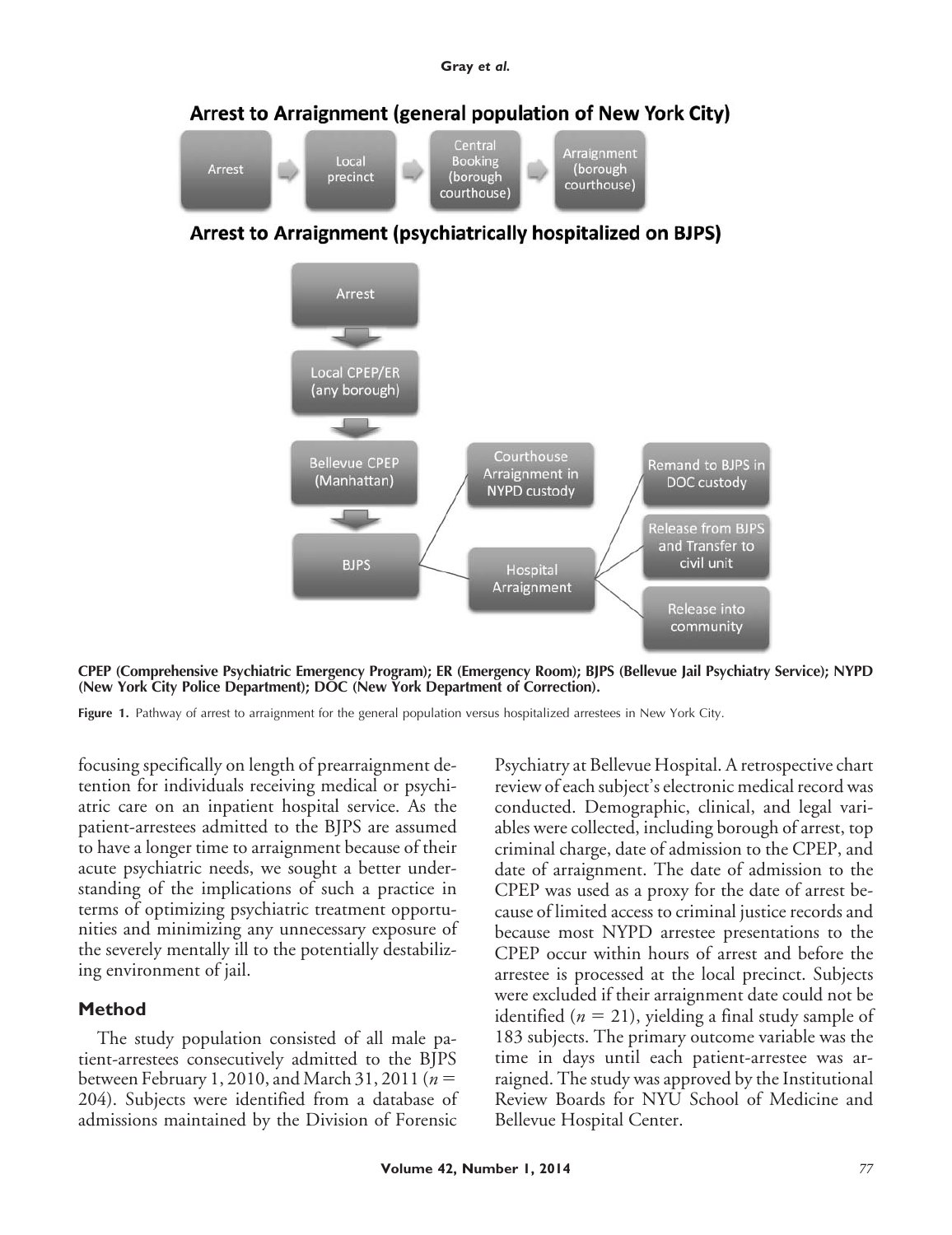**Arrest to Arraignment (general population of New York City)**

Arrest → Local precinct → Central Booking (borough courthouse) → Arraignment (borough courthouse)

**Arrest to Arraignment (psychiatrically hospitalized on BJPS)**

Arrest → Local CPEP/ER (any borough) → Bellevue CPEP (Manhattan) → BJPS → Courthouse Arraignment in NYPD custody / Hospital Arraignment → Remand to BJPS in DOC custody / Release from BJPS and Transfer to civil unit / Release into community

**CPEP (Comprehensive Psychiatric Emergency Program); ER (Emergency Room); BJPS (Bellevue Jail Psychiatry Service); NYPD (New York City Police Department); DOC (New York Department of Correction).**

**Figure 1.** Pathway of arrest to arraignment for the general population versus hospitalized arrestees in New York City.

focusing specifically on length of prearraignment detention for individuals receiving medical or psychiatric care on an inpatient hospital service. As the patient-arrestees admitted to the BJPS are assumed to have a longer time to arraignment because of their acute psychiatric needs, we sought a better understanding of the implications of such a practice in terms of optimizing psychiatric treatment opportunities and minimizing any unnecessary exposure of the severely mentally ill to the potentially destabilizing environment of jail.

## Method

The study population consisted of all male patient-arrestees consecutively admitted to the BJPS between February 1, 2010, and March 31, 2011 ($n = 204$). Subjects were identified from a database of admissions maintained by the Division of Forensic Psychiatry at Bellevue Hospital. A retrospective chart review of each subject's electronic medical record was conducted. Demographic, clinical, and legal variables were collected, including borough of arrest, top criminal charge, date of admission to the CPEP, and date of arraignment. The date of admission to the CPEP was used as a proxy for the date of arrest because of limited access to criminal justice records and because most NYPD arrestee presentations to the CPEP occur within hours of arrest and before the arrestee is processed at the local precinct. Subjects were excluded if their arraignment date could not be identified ($n = 21$), yielding a final study sample of 183 subjects. The primary outcome variable was the time in days until each patient-arrestee was arraigned. The study was approved by the Institutional Review Boards for NYU School of Medicine and Bellevue Hospital Center.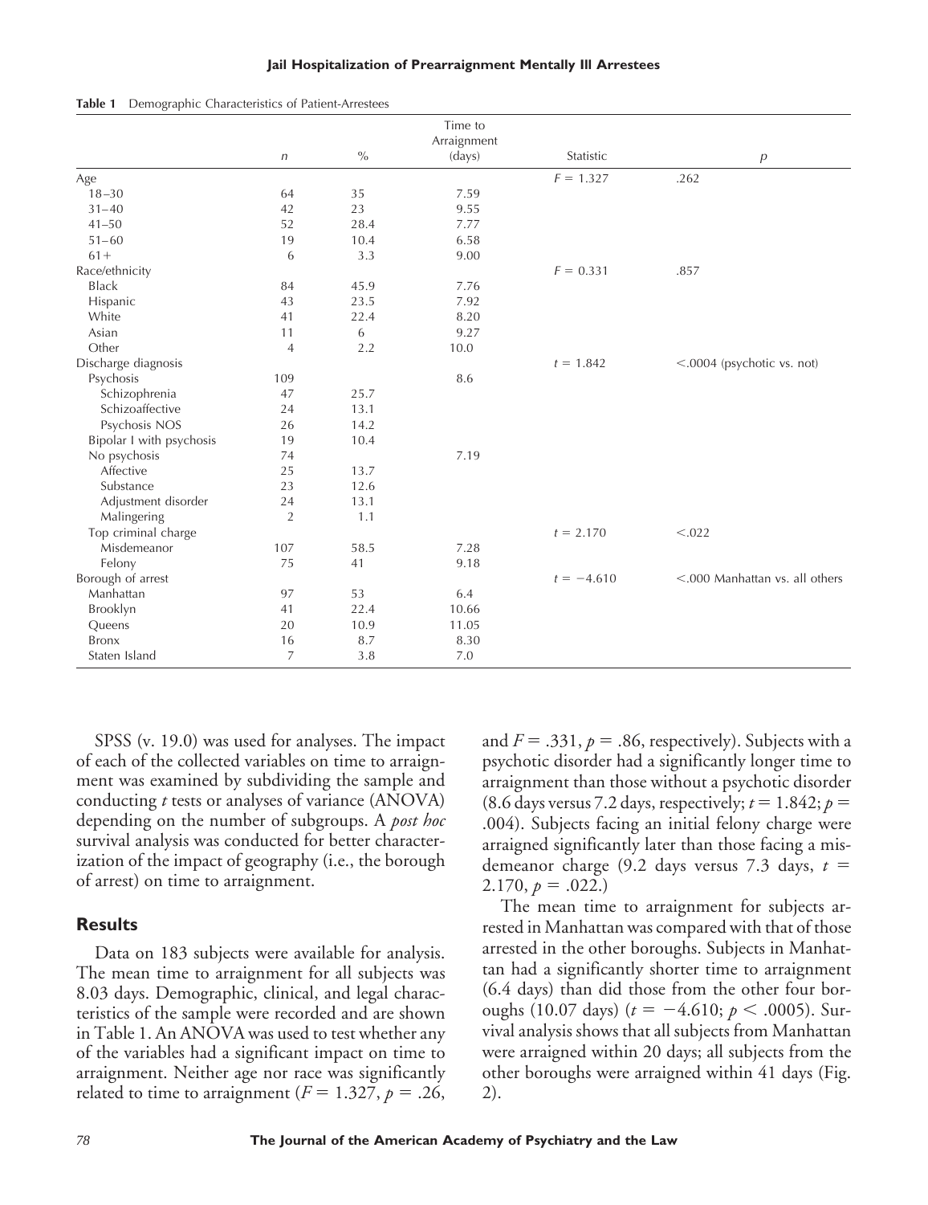**Table 1** Demographic Characteristics of Patient-Arrestees

| | $n$ | % | Time to Arraignment (days) | Statistic | $p$ |
|---|---|---|---|---|---|
| Age | | | | $F = 1.327$ | .262 |
| 18–30 | 64 | 35 | 7.59 | | |
| 31–40 | 42 | 23 | 9.55 | | |
| 41–50 | 52 | 28.4 | 7.77 | | |
| 51–60 | 19 | 10.4 | 6.58 | | |
| 61+ | 6 | 3.3 | 9.00 | | |
| Race/ethnicity | | | | $F = 0.331$ | .857 |
| Black | 84 | 45.9 | 7.76 | | |
| Hispanic | 43 | 23.5 | 7.92 | | |
| White | 41 | 22.4 | 8.20 | | |
| Asian | 11 | 6 | 9.27 | | |
| Other | 4 | 2.2 | 10.0 | | |
| Discharge diagnosis | | | | $t = 1.842$ | <.0004 (psychotic vs. not) |
| Psychosis | 109 | | 8.6 | | |
| Schizophrenia | 47 | 25.7 | | | |
| Schizoaffective | 24 | 13.1 | | | |
| Psychosis NOS | 26 | 14.2 | | | |
| Bipolar I with psychosis | 19 | 10.4 | | | |
| No psychosis | 74 | | 7.19 | | |
| Affective | 25 | 13.7 | | | |
| Substance | 23 | 12.6 | | | |
| Adjustment disorder | 24 | 13.1 | | | |
| Malingering | 2 | 1.1 | | | |
| Top criminal charge | | | | $t = 2.170$ | <.022 |
| Misdemeanor | 107 | 58.5 | 7.28 | | |
| Felony | 75 | 41 | 9.18 | | |
| Borough of arrest | | | | $t = -4.610$ | <.000 Manhattan vs. all others |
| Manhattan | 97 | 53 | 6.4 | | |
| Brooklyn | 41 | 22.4 | 10.66 | | |
| Queens | 20 | 10.9 | 11.05 | | |
| Bronx | 16 | 8.7 | 8.30 | | |
| Staten Island | 7 | 3.8 | 7.0 | | |

SPSS (v. 19.0) was used for analyses. The impact of each of the collected variables on time to arraignment was examined by subdividing the sample and conducting *t* tests or analyses of variance (ANOVA) depending on the number of subgroups. A *post hoc* survival analysis was conducted for better characterization of the impact of geography (i.e., the borough of arrest) on time to arraignment.

## Results

Data on 183 subjects were available for analysis. The mean time to arraignment for all subjects was 8.03 days. Demographic, clinical, and legal characteristics of the sample were recorded and are shown in Table 1. An ANOVA was used to test whether any of the variables had a significant impact on time to arraignment. Neither age nor race was significantly related to time to arraignment ($F = 1.327$, $p = .26$, and $F = .331$, $p = .86$, respectively). Subjects with a psychotic disorder had a significantly longer time to arraignment than those without a psychotic disorder (8.6 days versus 7.2 days, respectively; $t = 1.842$; $p = .004$). Subjects facing an initial felony charge were arraigned significantly later than those facing a misdemeanor charge (9.2 days versus 7.3 days, $t = 2.170$, $p = .022$.)

The mean time to arraignment for subjects arrested in Manhattan was compared with that of those arrested in the other boroughs. Subjects in Manhattan had a significantly shorter time to arraignment (6.4 days) than did those from the other four boroughs (10.07 days) ($t = -4.610$; $p < .0005$). Survival analysis shows that all subjects from Manhattan were arraigned within 20 days; all subjects from the other boroughs were arraigned within 41 days (Fig. 2).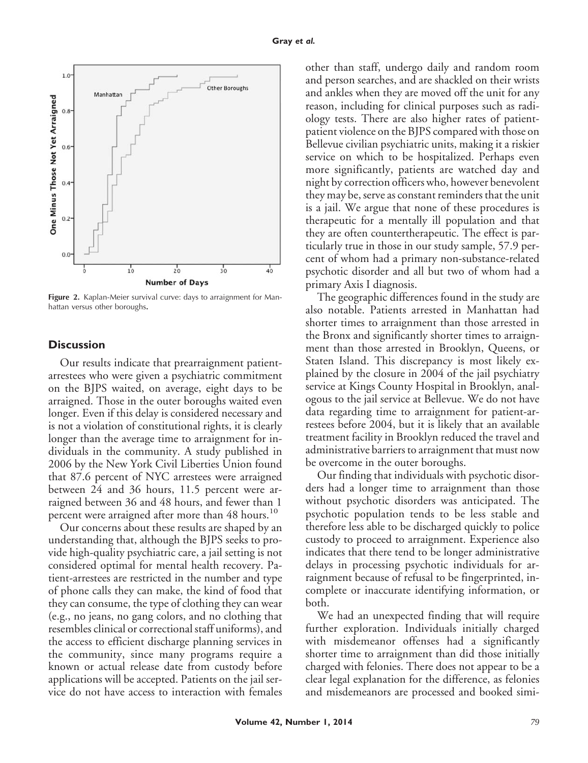Figure 2. Kaplan-Meier survival curve: days to arraignment for Manhattan versus other boroughs.

## Discussion

Our results indicate that prearraignment patient-arrestees who were given a psychiatric commitment on the BJPS waited, on average, eight days to be arraigned. Those in the outer boroughs waited even longer. Even if this delay is considered necessary and is not a violation of constitutional rights, it is clearly longer than the average time to arraignment for individuals in the community. A study published in 2006 by the New York Civil Liberties Union found that 87.6 percent of NYC arrestees were arraigned between 24 and 36 hours, 11.5 percent were arraigned between 36 and 48 hours, and fewer than 1 percent were arraigned after more than 48 hours.[10]

Our concerns about these results are shaped by an understanding that, although the BJPS seeks to provide high-quality psychiatric care, a jail setting is not considered optimal for mental health recovery. Patient-arrestees are restricted in the number and type of phone calls they can make, the kind of food that they can consume, the type of clothing they can wear (e.g., no jeans, no gang colors, and no clothing that resembles clinical or correctional staff uniforms), and the access to efficient discharge planning services in the community, since many programs require a known or actual release date from custody before applications will be accepted. Patients on the jail service do not have access to interaction with females other than staff, undergo daily and random room and person searches, and are shackled on their wrists and ankles when they are moved off the unit for any reason, including for clinical purposes such as radiology tests. There are also higher rates of patient-patient violence on the BJPS compared with those on Bellevue civilian psychiatric units, making it a riskier service on which to be hospitalized. Perhaps even more significantly, patients are watched day and night by correction officers who, however benevolent they may be, serve as constant reminders that the unit is a jail. We argue that none of these procedures is therapeutic for a mentally ill population and that they are often countertherapeutic. The effect is particularly true in those in our study sample, 57.9 percent of whom had a primary non-substance-related psychotic disorder and all but two of whom had a primary Axis I diagnosis.

The geographic differences found in the study are also notable. Patients arrested in Manhattan had shorter times to arraignment than those arrested in the Bronx and significantly shorter times to arraignment than those arrested in Brooklyn, Queens, or Staten Island. This discrepancy is most likely explained by the closure in 2004 of the jail psychiatry service at Kings County Hospital in Brooklyn, analogous to the jail service at Bellevue. We do not have data regarding time to arraignment for patient-arrestees before 2004, but it is likely that an available treatment facility in Brooklyn reduced the travel and administrative barriers to arraignment that must now be overcome in the outer boroughs.

Our finding that individuals with psychotic disorders had a longer time to arraignment than those without psychotic disorders was anticipated. The psychotic population tends to be less stable and therefore less able to be discharged quickly to police custody to proceed to arraignment. Experience also indicates that there tend to be longer administrative delays in processing psychotic individuals for arraignment because of refusal to be fingerprinted, incomplete or inaccurate identifying information, or both.

We had an unexpected finding that will require further exploration. Individuals initially charged with misdemeanor offenses had a significantly shorter time to arraignment than did those initially charged with felonies. There does not appear to be a clear legal explanation for the difference, as felonies and misdemeanors are processed and booked simi-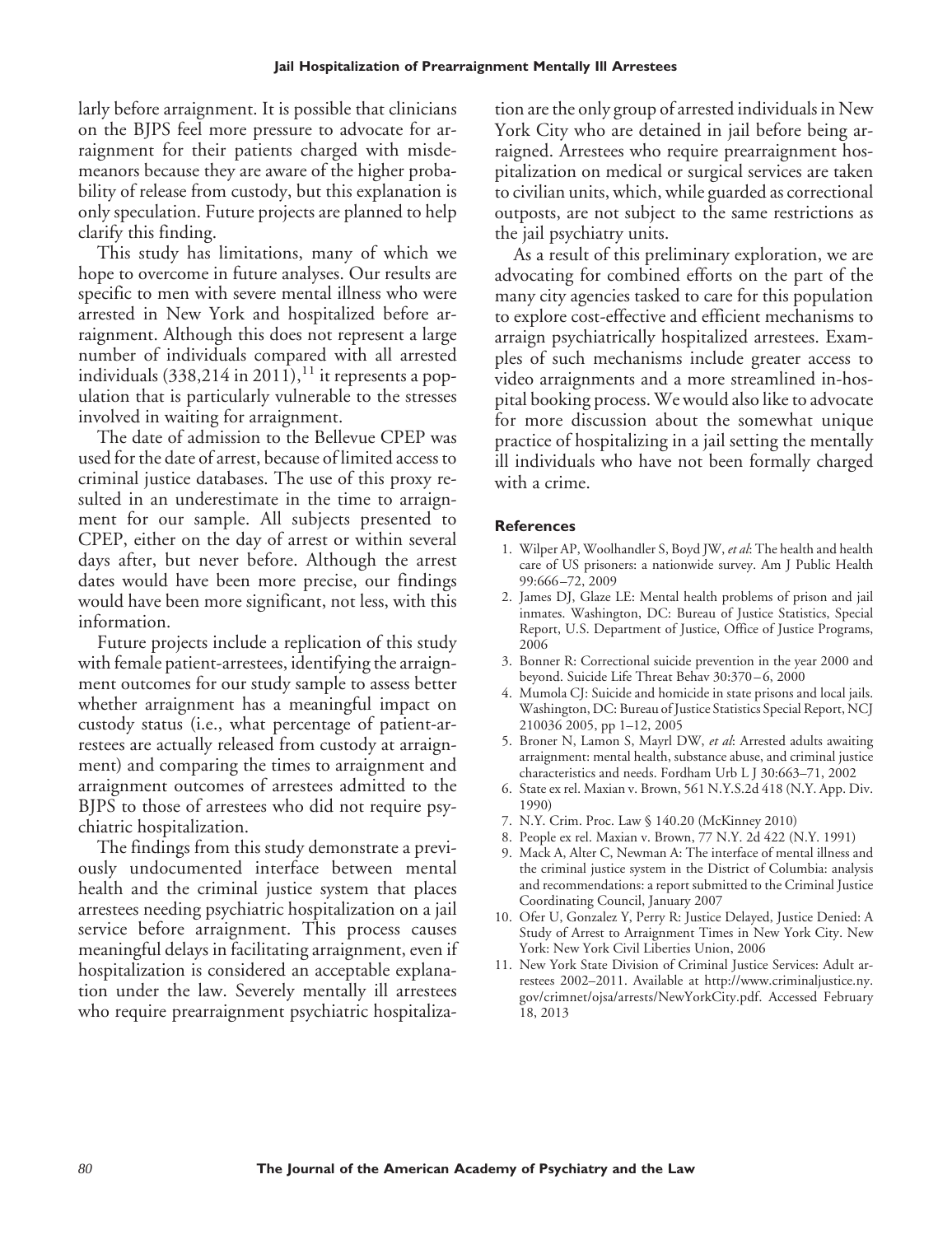larly before arraignment. It is possible that clinicians on the BJPS feel more pressure to advocate for arraignment for their patients charged with misdemeanors because they are aware of the higher probability of release from custody, but this explanation is only speculation. Future projects are planned to help clarify this finding.

This study has limitations, many of which we hope to overcome in future analyses. Our results are specific to men with severe mental illness who were arrested in New York and hospitalized before arraignment. Although this does not represent a large number of individuals compared with all arrested individuals (338,214 in 2011),[11] it represents a population that is particularly vulnerable to the stresses involved in waiting for arraignment.

The date of admission to the Bellevue CPEP was used for the date of arrest, because of limited access to criminal justice databases. The use of this proxy resulted in an underestimate in the time to arraignment for our sample. All subjects presented to CPEP, either on the day of arrest or within several days after, but never before. Although the arrest dates would have been more precise, our findings would have been more significant, not less, with this information.

Future projects include a replication of this study with female patient-arrestees, identifying the arraignment outcomes for our study sample to assess better whether arraignment has a meaningful impact on custody status (i.e., what percentage of patient-arrestees are actually released from custody at arraignment) and comparing the times to arraignment and arraignment outcomes of arrestees admitted to the BJPS to those of arrestees who did not require psychiatric hospitalization.

The findings from this study demonstrate a previously undocumented interface between mental health and the criminal justice system that places arrestees needing psychiatric hospitalization on a jail service before arraignment. This process causes meaningful delays in facilitating arraignment, even if hospitalization is considered an acceptable explanation under the law. Severely mentally ill arrestees who require prearraignment psychiatric hospitalization are the only group of arrested individuals in New York City who are detained in jail before being arraigned. Arrestees who require prearraignment hospitalization on medical or surgical services are taken to civilian units, which, while guarded as correctional outposts, are not subject to the same restrictions as the jail psychiatry units.

As a result of this preliminary exploration, we are advocating for combined efforts on the part of the many city agencies tasked to care for this population to explore cost-effective and efficient mechanisms to arraign psychiatrically hospitalized arrestees. Examples of such mechanisms include greater access to video arraignments and a more streamlined in-hospital booking process. We would also like to advocate for more discussion about the somewhat unique practice of hospitalizing in a jail setting the mentally ill individuals who have not been formally charged with a crime.

## References

1. Wilper AP, Woolhandler S, Boyd JW, *et al*: The health and health care of US prisoners: a nationwide survey. Am J Public Health 99:666–72, 2009
2. James DJ, Glaze LE: Mental health problems of prison and jail inmates. Washington, DC: Bureau of Justice Statistics, Special Report, U.S. Department of Justice, Office of Justice Programs, 2006
3. Bonner R: Correctional suicide prevention in the year 2000 and beyond. Suicide Life Threat Behav 30:370–6, 2000
4. Mumola CJ: Suicide and homicide in state prisons and local jails. Washington, DC: Bureau of Justice Statistics Special Report, NCJ 210036 2005, pp 1–12, 2005
5. Broner N, Lamon S, Mayrl DW, *et al*: Arrested adults awaiting arraignment: mental health, substance abuse, and criminal justice characteristics and needs. Fordham Urb L J 30:663–71, 2002
6. State ex rel. Maxian v. Brown, 561 N.Y.S.2d 418 (N.Y. App. Div. 1990)
7. N.Y. Crim. Proc. Law § 140.20 (McKinney 2010)
8. People ex rel. Maxian v. Brown, 77 N.Y. 2d 422 (N.Y. 1991)
9. Mack A, Alter C, Newman A: The interface of mental illness and the criminal justice system in the District of Columbia: analysis and recommendations: a report submitted to the Criminal Justice Coordinating Council, January 2007
10. Ofer U, Gonzalez Y, Perry R: Justice Delayed, Justice Denied: A Study of Arrest to Arraignment Times in New York City. New York: New York Civil Liberties Union, 2006
11. New York State Division of Criminal Justice Services: Adult arrestees 2002–2011. Available at http://www.criminaljustice.ny.gov/crimnet/ojsa/arrests/NewYorkCity.pdf. Accessed February 18, 2013